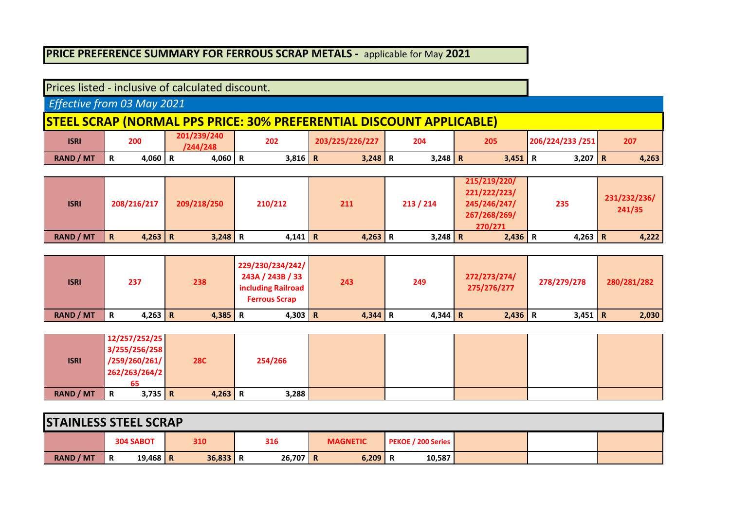**PRICE PREFERENCE SUMMARY FOR FERROUS SCRAP METALS -** applicable for May **2021**

Prices listed - inclusive of calculated discount.

*Effective from 03 May 2021*

## STEEL SCRAP (NORMAL PPS PRICE: 30% PREFERENTIAL DISCOUNT APPLICABLE)

| ISRI | 200 | 201/239/240/244/248 | 202 | 203/225/226/227 | 204 | 205 | 206/224/233 /251 | 207 |
|---|---|---|---|---|---|---|---|---|
| RAND / MT | R 4,060 | R 4,060 | R 3,816 | R 3,248 | R 3,248 | R 3,451 | R 3,207 | R 4,263 |

| ISRI | 208/216/217 | 209/218/250 | 210/212 | 211 | 213 / 214 | 215/219/220/221/222/223/245/246/247/267/268/269/270/271 | 235 | 231/232/236/241/35 |
|---|---|---|---|---|---|---|---|---|
| RAND / MT | R 4,263 | R 3,248 | R 4,141 | R 4,263 | R 3,248 | R 2,436 | R 4,263 | R 4,222 |

| ISRI | 237 | 238 | 229/230/234/242/243A / 243B / 33 including Railroad Ferrous Scrap | 243 | 249 | 272/273/274/275/276/277 | 278/279/278 | 280/281/282 |
|---|---|---|---|---|---|---|---|---|
| RAND / MT | R 4,263 | R 4,385 | R 4,303 | R 4,344 | R 4,344 | R 2,436 | R 3,451 | R 2,030 |

| ISRI | 12/257/252/253/255/256/258/259/260/261/262/263/264/265 | 28C | 254/266 | | | | | |
|---|---|---|---|---|---|---|---|---|
| RAND / MT | R 3,735 | R 4,263 | R 3,288 | | | | | |

## STAINLESS STEEL SCRAP

| | 304 SABOT | 310 | 316 | MAGNETIC | PEKOE / 200 Series | | | |
|---|---|---|---|---|---|---|---|---|
| RAND / MT | R 19,468 | R 36,833 | R 26,707 | R 6,209 | R 10,587 | | | |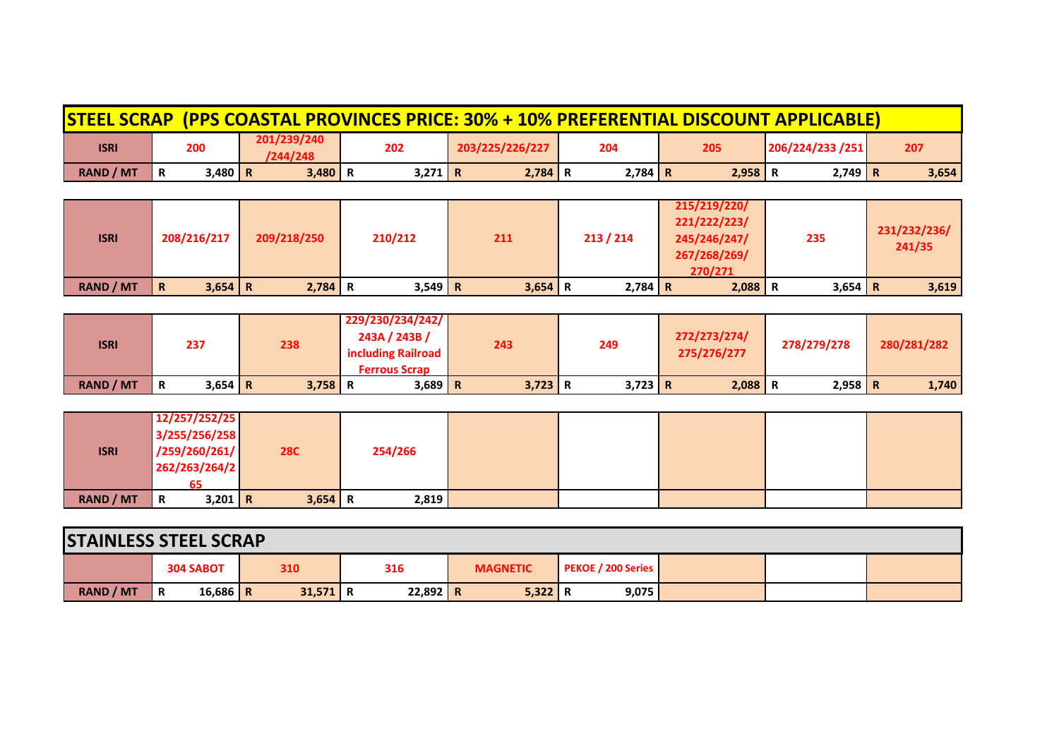## STEEL SCRAP (PPS COASTAL PROVINCES PRICE: 30% + 10% PREFERENTIAL DISCOUNT APPLICABLE)

| ISRI | 200 | 201/239/240 /244/248 | 202 | 203/225/226/227 | 204 | 205 | 206/224/233 /251 | 207 |
|---|---|---|---|---|---|---|---|---|
| RAND / MT | R 3,480 | R 3,480 | R 3,271 | R 2,784 | R 2,784 | R 2,958 | R 2,749 | R 3,654 |

| ISRI | 208/216/217 | 209/218/250 | 210/212 | 211 | 213 / 214 | 215/219/220/ 221/222/223/ 245/246/247/ 267/268/269/ 270/271 | 235 | 231/232/236/ 241/35 |
|---|---|---|---|---|---|---|---|---|
| RAND / MT | R 3,654 | R 2,784 | R 3,549 | R 3,654 | R 2,784 | R 2,088 | R 3,654 | R 3,619 |

| ISRI | 237 | 238 | 229/230/234/242/ 243A / 243B / including Railroad Ferrous Scrap | 243 | 249 | 272/273/274/ 275/276/277 | 278/279/278 | 280/281/282 |
|---|---|---|---|---|---|---|---|---|
| RAND / MT | R 3,654 | R 3,758 | R 3,689 | R 3,723 | R 3,723 | R 2,088 | R 2,958 | R 1,740 |

| ISRI | 12/257/252/253/255/256/258/259/260/261/262/263/264/265 | 28C | 254/266 | | | | | |
|---|---|---|---|---|---|---|---|---|
| RAND / MT | R 3,201 | R 3,654 | R 2,819 | | | | | |

## STAINLESS STEEL SCRAP

| | 304 SABOT | 310 | 316 | MAGNETIC | PEKOE / 200 Series | | | |
|---|---|---|---|---|---|---|---|---|
| RAND / MT | R 16,686 | R 31,571 | R 22,892 | R 5,322 | R 9,075 | | | |